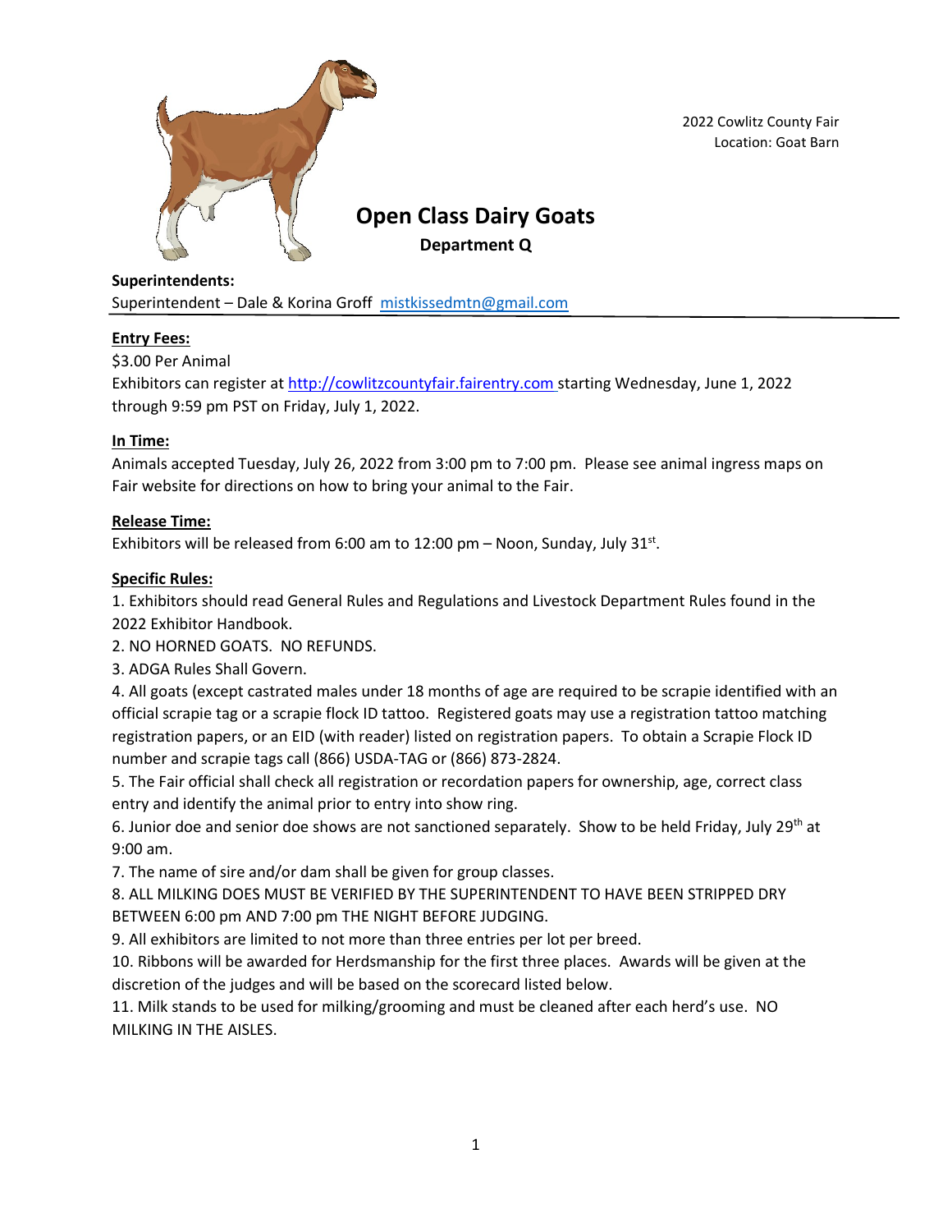2022 Cowlitz County Fair
Location: Goat Barn

# Open Class Dairy Goats

## Department Q

**Superintendents:**
Superintendent – Dale & Korina Groff mistkissedmtn@gmail.com

**Entry Fees:**

$3.00 Per Animal
Exhibitors can register at http://cowlitzcountyfair.fairentry.com starting Wednesday, June 1, 2022 through 9:59 pm PST on Friday, July 1, 2022.

**In Time:**

Animals accepted Tuesday, July 26, 2022 from 3:00 pm to 7:00 pm. Please see animal ingress maps on Fair website for directions on how to bring your animal to the Fair.

**Release Time:**

Exhibitors will be released from 6:00 am to 12:00 pm – Noon, Sunday, July 31st.

**Specific Rules:**

1. Exhibitors should read General Rules and Regulations and Livestock Department Rules found in the 2022 Exhibitor Handbook.
2. NO HORNED GOATS. NO REFUNDS.
3. ADGA Rules Shall Govern.
4. All goats (except castrated males under 18 months of age are required to be scrapie identified with an official scrapie tag or a scrapie flock ID tattoo. Registered goats may use a registration tattoo matching registration papers, or an EID (with reader) listed on registration papers. To obtain a Scrapie Flock ID number and scrapie tags call (866) USDA-TAG or (866) 873-2824.
5. The Fair official shall check all registration or recordation papers for ownership, age, correct class entry and identify the animal prior to entry into show ring.
6. Junior doe and senior doe shows are not sanctioned separately. Show to be held Friday, July 29th at 9:00 am.
7. The name of sire and/or dam shall be given for group classes.
8. ALL MILKING DOES MUST BE VERIFIED BY THE SUPERINTENDENT TO HAVE BEEN STRIPPED DRY BETWEEN 6:00 pm AND 7:00 pm THE NIGHT BEFORE JUDGING.
9. All exhibitors are limited to not more than three entries per lot per breed.
10. Ribbons will be awarded for Herdsmanship for the first three places. Awards will be given at the discretion of the judges and will be based on the scorecard listed below.
11. Milk stands to be used for milking/grooming and must be cleaned after each herd's use. NO MILKING IN THE AISLES.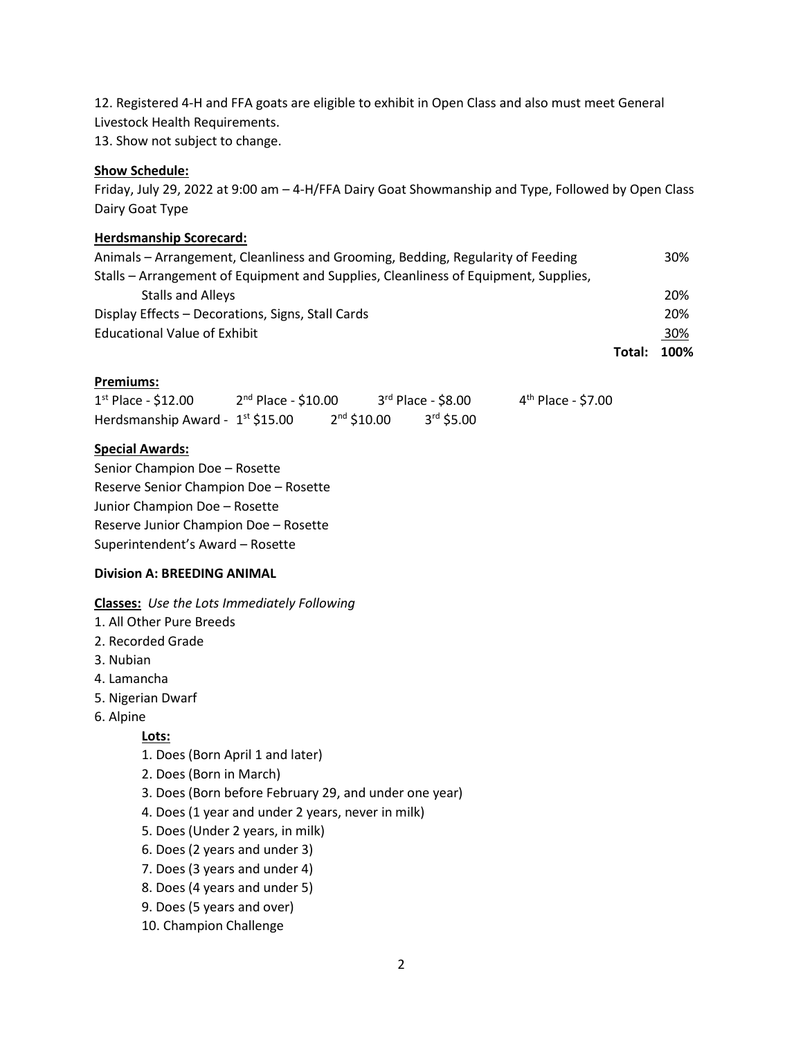12. Registered 4-H and FFA goats are eligible to exhibit in Open Class and also must meet General Livestock Health Requirements.
13. Show not subject to change.

**Show Schedule:**

Friday, July 29, 2022 at 9:00 am – 4-H/FFA Dairy Goat Showmanship and Type, Followed by Open Class Dairy Goat Type

**Herdsmanship Scorecard:**

| | |
|---|---|
| Animals – Arrangement, Cleanliness and Grooming, Bedding, Regularity of Feeding | 30% |
| Stalls – Arrangement of Equipment and Supplies, Cleanliness of Equipment, Supplies, Stalls and Alleys | 20% |
| Display Effects – Decorations, Signs, Stall Cards | 20% |
| Educational Value of Exhibit | 30% |
| **Total:** | **100%** |

**Premiums:**

1st Place - $12.00    2nd Place - $10.00    3rd Place - $8.00    4th Place - $7.00

Herdsmanship Award - 1st $15.00    2nd $10.00    3rd $5.00

**Special Awards:**

Senior Champion Doe – Rosette
Reserve Senior Champion Doe – Rosette
Junior Champion Doe – Rosette
Reserve Junior Champion Doe – Rosette
Superintendent's Award – Rosette

**Division A: BREEDING ANIMAL**

**Classes:** *Use the Lots Immediately Following*

1. All Other Pure Breeds
2. Recorded Grade
3. Nubian
4. Lamancha
5. Nigerian Dwarf
6. Alpine

**Lots:**

1. Does (Born April 1 and later)
2. Does (Born in March)
3. Does (Born before February 29, and under one year)
4. Does (1 year and under 2 years, never in milk)
5. Does (Under 2 years, in milk)
6. Does (2 years and under 3)
7. Does (3 years and under 4)
8. Does (4 years and under 5)
9. Does (5 years and over)
10. Champion Challenge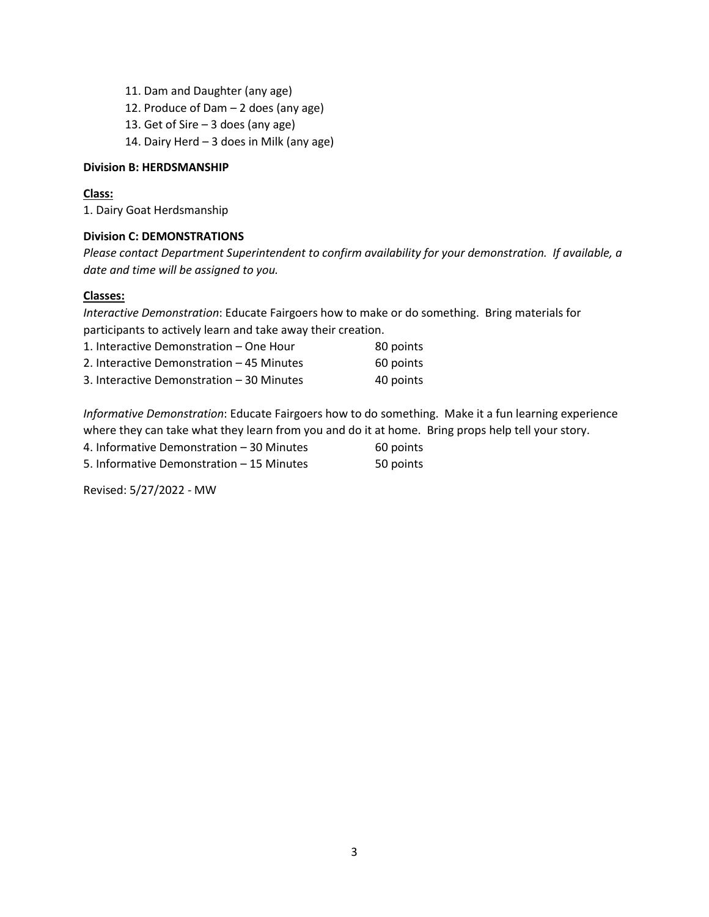11. Dam and Daughter (any age)
12. Produce of Dam – 2 does (any age)
13. Get of Sire – 3 does (any age)
14. Dairy Herd – 3 does in Milk (any age)

**Division B: HERDSMANSHIP**

**Class:**

1. Dairy Goat Herdsmanship

**Division C: DEMONSTRATIONS**

*Please contact Department Superintendent to confirm availability for your demonstration. If available, a date and time will be assigned to you.*

**Classes:**

*Interactive Demonstration*: Educate Fairgoers how to make or do something. Bring materials for participants to actively learn and take away their creation.

| | |
|---|---|
| 1. Interactive Demonstration – One Hour | 80 points |
| 2. Interactive Demonstration – 45 Minutes | 60 points |
| 3. Interactive Demonstration – 30 Minutes | 40 points |

*Informative Demonstration*: Educate Fairgoers how to do something. Make it a fun learning experience where they can take what they learn from you and do it at home. Bring props help tell your story.

| | |
|---|---|
| 4. Informative Demonstration – 30 Minutes | 60 points |
| 5. Informative Demonstration – 15 Minutes | 50 points |

Revised: 5/27/2022 - MW